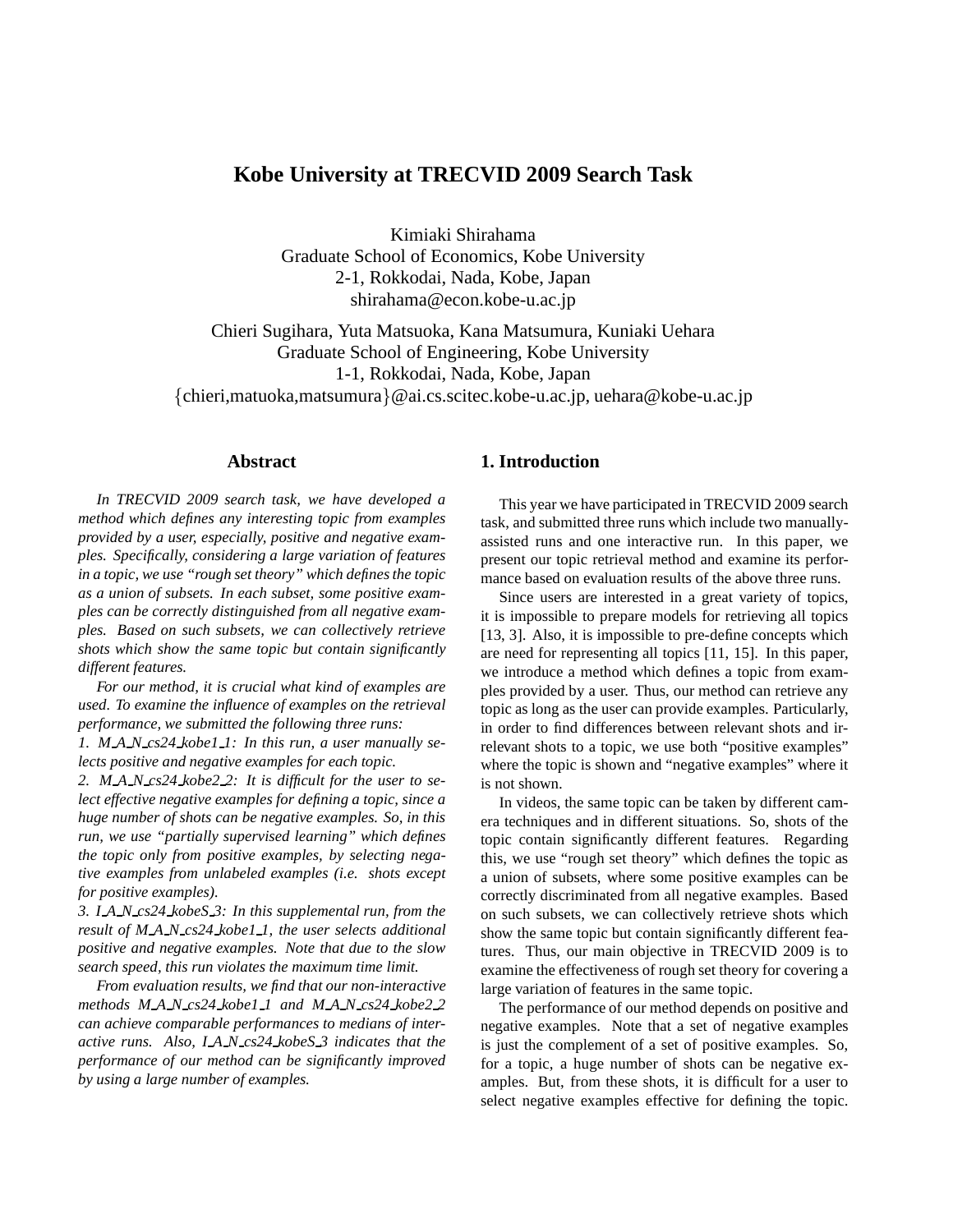# Kobe University at TRECVID 2009 Search Task

Kimiaki Shirahama
Graduate School of Economics, Kobe University
2-1, Rokkodai, Nada, Kobe, Japan
shirahama@econ.kobe-u.ac.jp

Chieri Sugihara, Yuta Matsuoka, Kana Matsumura, Kuniaki Uehara
Graduate School of Engineering, Kobe University
1-1, Rokkodai, Nada, Kobe, Japan
{chieri,matuoka,matsumura}@ai.cs.scitec.kobe-u.ac.jp, uehara@kobe-u.ac.jp

## Abstract

*In TRECVID 2009 search task, we have developed a method which defines any interesting topic from examples provided by a user, especially, positive and negative examples. Specifically, considering a large variation of features in a topic, we use "rough set theory" which defines the topic as a union of subsets. In each subset, some positive examples can be correctly distinguished from all negative examples. Based on such subsets, we can collectively retrieve shots which show the same topic but contain significantly different features.*

*For our method, it is crucial what kind of examples are used. To examine the influence of examples on the retrieval performance, we submitted the following three runs:*

*1. M_A_N_cs24_kobe1_1: In this run, a user manually selects positive and negative examples for each topic.*

*2. M_A_N_cs24_kobe2_2: It is difficult for the user to select effective negative examples for defining a topic, since a huge number of shots can be negative examples. So, in this run, we use "partially supervised learning" which defines the topic only from positive examples, by selecting negative examples from unlabeled examples (i.e. shots except for positive examples).*

*3. I_A_N_cs24_kobeS_3: In this supplemental run, from the result of M_A_N_cs24_kobe1_1, the user selects additional positive and negative examples. Note that due to the slow search speed, this run violates the maximum time limit.*

*From evaluation results, we find that our non-interactive methods M_A_N_cs24_kobe1_1 and M_A_N_cs24_kobe2_2 can achieve comparable performances to medians of interactive runs. Also, I_A_N_cs24_kobeS_3 indicates that the performance of our method can be significantly improved by using a large number of examples.*

## 1. Introduction

This year we have participated in TRECVID 2009 search task, and submitted three runs which include two manually-assisted runs and one interactive run. In this paper, we present our topic retrieval method and examine its performance based on evaluation results of the above three runs.

Since users are interested in a great variety of topics, it is impossible to prepare models for retrieving all topics [13, 3]. Also, it is impossible to pre-define concepts which are need for representing all topics [11, 15]. In this paper, we introduce a method which defines a topic from examples provided by a user. Thus, our method can retrieve any topic as long as the user can provide examples. Particularly, in order to find differences between relevant shots and irrelevant shots to a topic, we use both "positive examples" where the topic is shown and "negative examples" where it is not shown.

In videos, the same topic can be taken by different camera techniques and in different situations. So, shots of the topic contain significantly different features. Regarding this, we use "rough set theory" which defines the topic as a union of subsets, where some positive examples can be correctly discriminated from all negative examples. Based on such subsets, we can collectively retrieve shots which show the same topic but contain significantly different features. Thus, our main objective in TRECVID 2009 is to examine the effectiveness of rough set theory for covering a large variation of features in the same topic.

The performance of our method depends on positive and negative examples. Note that a set of negative examples is just the complement of a set of positive examples. So, for a topic, a huge number of shots can be negative examples. But, from these shots, it is difficult for a user to select negative examples effective for defining the topic.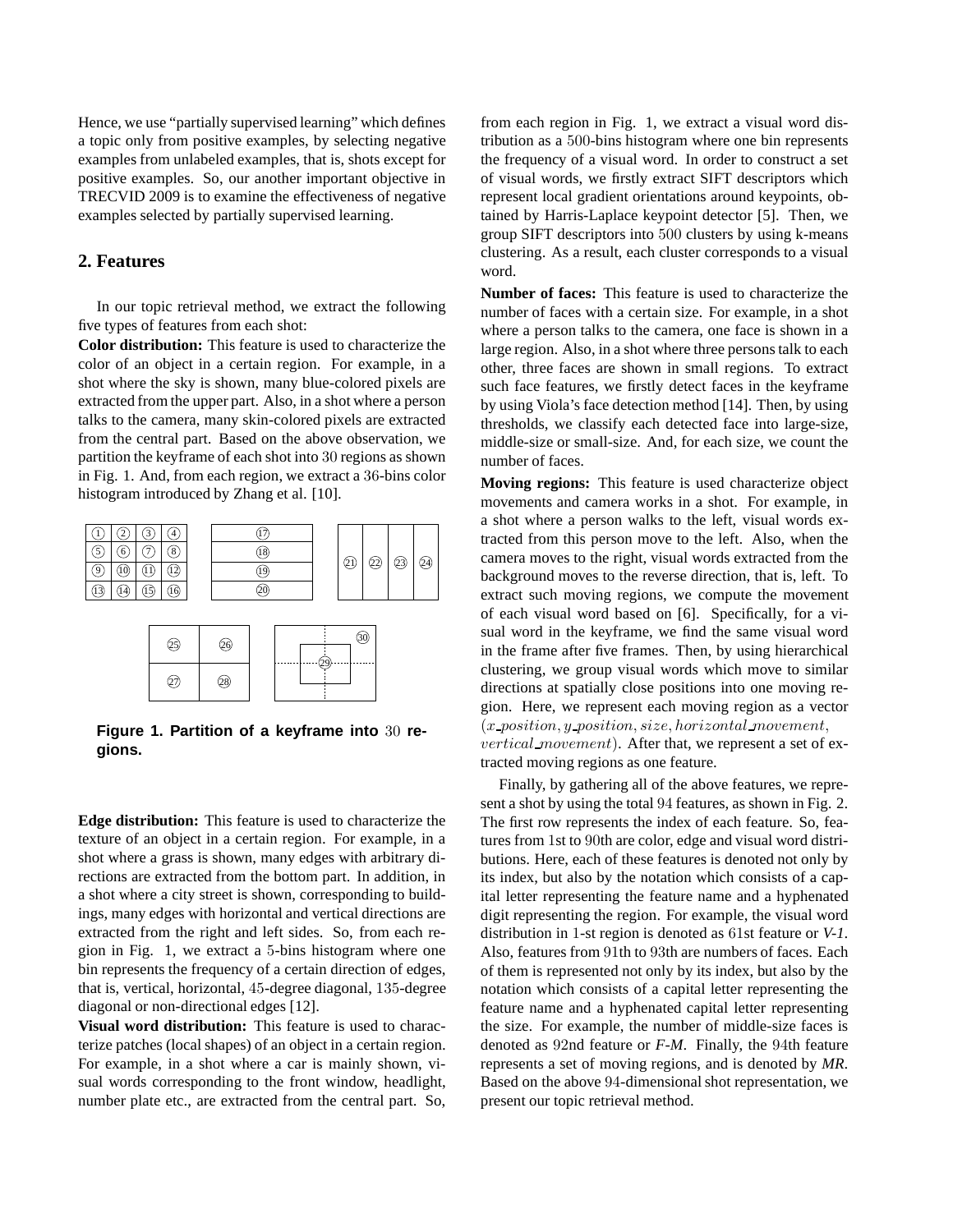Hence, we use "partially supervised learning" which defines a topic only from positive examples, by selecting negative examples from unlabeled examples, that is, shots except for positive examples. So, our another important objective in TRECVID 2009 is to examine the effectiveness of negative examples selected by partially supervised learning.

## 2. Features

In our topic retrieval method, we extract the following five types of features from each shot:

**Color distribution:** This feature is used to characterize the color of an object in a certain region. For example, in a shot where the sky is shown, many blue-colored pixels are extracted from the upper part. Also, in a shot where a person talks to the camera, many skin-colored pixels are extracted from the central part. Based on the above observation, we partition the keyframe of each shot into $30$ regions as shown in Fig. 1. And, from each region, we extract a $36$-bins color histogram introduced by Zhang et al. [10].

**Figure 1. Partition of a keyframe into $30$ regions.**

**Edge distribution:** This feature is used to characterize the texture of an object in a certain region. For example, in a shot where a grass is shown, many edges with arbitrary directions are extracted from the bottom part. In addition, in a shot where a city street is shown, corresponding to buildings, many edges with horizontal and vertical directions are extracted from the right and left sides. So, from each region in Fig. 1, we extract a $5$-bins histogram where one bin represents the frequency of a certain direction of edges, that is, vertical, horizontal, $45$-degree diagonal, $135$-degree diagonal or non-directional edges [12].

**Visual word distribution:** This feature is used to characterize patches (local shapes) of an object in a certain region. For example, in a shot where a car is mainly shown, visual words corresponding to the front window, headlight, number plate etc., are extracted from the central part. So, from each region in Fig. 1, we extract a visual word distribution as a $500$-bins histogram where one bin represents the frequency of a visual word. In order to construct a set of visual words, we firstly extract SIFT descriptors which represent local gradient orientations around keypoints, obtained by Harris-Laplace keypoint detector [5]. Then, we group SIFT descriptors into $500$ clusters by using k-means clustering. As a result, each cluster corresponds to a visual word.

**Number of faces:** This feature is used to characterize the number of faces with a certain size. For example, in a shot where a person talks to the camera, one face is shown in a large region. Also, in a shot where three persons talk to each other, three faces are shown in small regions. To extract such face features, we firstly detect faces in the keyframe by using Viola's face detection method [14]. Then, by using thresholds, we classify each detected face into large-size, middle-size or small-size. And, for each size, we count the number of faces.

**Moving regions:** This feature is used characterize object movements and camera works in a shot. For example, in a shot where a person walks to the left, visual words extracted from this person move to the left. Also, when the camera moves to the right, visual words extracted from the background moves to the reverse direction, that is, left. To extract such moving regions, we compute the movement of each visual word based on [6]. Specifically, for a visual word in the keyframe, we find the same visual word in the frame after five frames. Then, by using hierarchical clustering, we group visual words which move to similar directions at spatially close positions into one moving region. Here, we represent each moving region as a vector $(x\_position, y\_position, size, horizontal\_movement, vertical\_movement)$. After that, we represent a set of extracted moving regions as one feature.

Finally, by gathering all of the above features, we represent a shot by using the total $94$ features, as shown in Fig. 2. The first row represents the index of each feature. So, features from $1$st to $90$th are color, edge and visual word distributions. Here, each of these features is denoted not only by its index, but also by the notation which consists of a capital letter representing the feature name and a hyphenated digit representing the region. For example, the visual word distribution in $1$-st region is denoted as $61$st feature or *V-1*. Also, features from $91$th to $93$th are numbers of faces. Each of them is represented not only by its index, but also by the notation which consists of a capital letter representing the feature name and a hyphenated capital letter representing the size. For example, the number of middle-size faces is denoted as $92$nd feature or *F-M*. Finally, the $94$th feature represents a set of moving regions, and is denoted by *MR*. Based on the above $94$-dimensional shot representation, we present our topic retrieval method.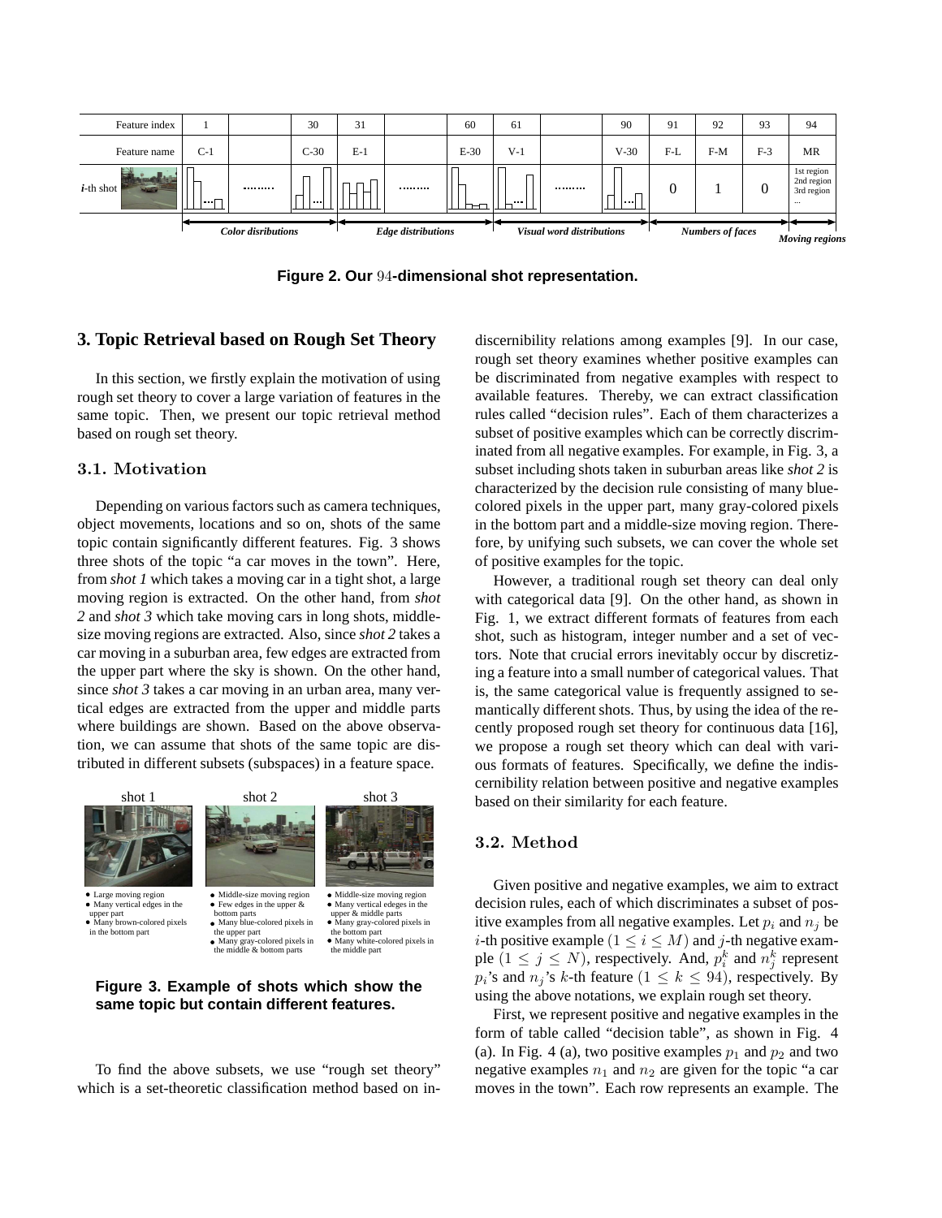| Feature index | 1 | | 30 | 31 | | 60 | 61 | | 90 | 91 | 92 | 93 | 94 |
|---|---|---|---|---|---|---|---|---|---|---|---|---|---|
| Feature name | C-1 | | C-30 | E-1 | | E-30 | V-1 | | V-30 | F-L | F-M | F-3 | MR |
| *i*-th shot | | ......... | | | ......... | | | ......... | | 0 | 1 | 0 | 1st region 2nd region 3rd region ... |
| | *Color disributions* | | | *Edge distributions* | | | *Visual word distributions* | | | *Numbers of faces* | | | *Moving regions* |

**Figure 2. Our $94$-dimensional shot representation.**

## 3. Topic Retrieval based on Rough Set Theory

In this section, we firstly explain the motivation of using rough set theory to cover a large variation of features in the same topic. Then, we present our topic retrieval method based on rough set theory.

### 3.1. Motivation

Depending on various factors such as camera techniques, object movements, locations and so on, shots of the same topic contain significantly different features. Fig. 3 shows three shots of the topic "a car moves in the town". Here, from *shot 1* which takes a moving car in a tight shot, a large moving region is extracted. On the other hand, from *shot 2* and *shot 3* which take moving cars in long shots, middle-size moving regions are extracted. Also, since *shot 2* takes a car moving in a suburban area, few edges are extracted from the upper part where the sky is shown. On the other hand, since *shot 3* takes a car moving in an urban area, many vertical edges are extracted from the upper and middle parts where buildings are shown. Based on the above observation, we can assume that shots of the same topic are distributed in different subsets (subspaces) in a feature space.

shot 1
- Large moving region
- Many vertical edges in the upper part
- Many brown-colored pixels in the bottom part

shot 2
- Middle-size moving region
- Few edges in the upper & bottom parts
- Many blue-colored pixels in the upper part
- Many gray-colored pixels in the middle & bottom parts

shot 3
- Middle-size moving region
- Many vertical edeges in the upper & middle parts
- Many gray-colored pixels in the bottom part
- Many white-colored pixels in the middle part

**Figure 3. Example of shots which show the same topic but contain different features.**

To find the above subsets, we use "rough set theory" which is a set-theoretic classification method based on indiscernibility relations among examples [9]. In our case, rough set theory examines whether positive examples can be discriminated from negative examples with respect to available features. Thereby, we can extract classification rules called "decision rules". Each of them characterizes a subset of positive examples which can be correctly discriminated from all negative examples. For example, in Fig. 3, a subset including shots taken in suburban areas like *shot 2* is characterized by the decision rule consisting of many blue-colored pixels in the upper part, many gray-colored pixels in the bottom part and a middle-size moving region. Therefore, by unifying such subsets, we can cover the whole set of positive examples for the topic.

However, a traditional rough set theory can deal only with categorical data [9]. On the other hand, as shown in Fig. 1, we extract different formats of features from each shot, such as histogram, integer number and a set of vectors. Note that crucial errors inevitably occur by discretizing a feature into a small number of categorical values. That is, the same categorical value is frequently assigned to semantically different shots. Thus, by using the idea of the recently proposed rough set theory for continuous data [16], we propose a rough set theory which can deal with various formats of features. Specifically, we define the indiscernibility relation between positive and negative examples based on their similarity for each feature.

### 3.2. Method

Given positive and negative examples, we aim to extract decision rules, each of which discriminates a subset of positive examples from all negative examples. Let $p_i$ and $n_j$ be $i$-th positive example ($1 \leq i \leq M$) and $j$-th negative example ($1 \leq j \leq N$), respectively. And, $p_i^k$ and $n_j^k$ represent $p_i$'s and $n_j$'s $k$-th feature ($1 \leq k \leq 94$), respectively. By using the above notations, we explain rough set theory.

First, we represent positive and negative examples in the form of table called "decision table", as shown in Fig. 4 (a). In Fig. 4 (a), two positive examples $p_1$ and $p_2$ and two negative examples $n_1$ and $n_2$ are given for the topic "a car moves in the town". Each row represents an example. The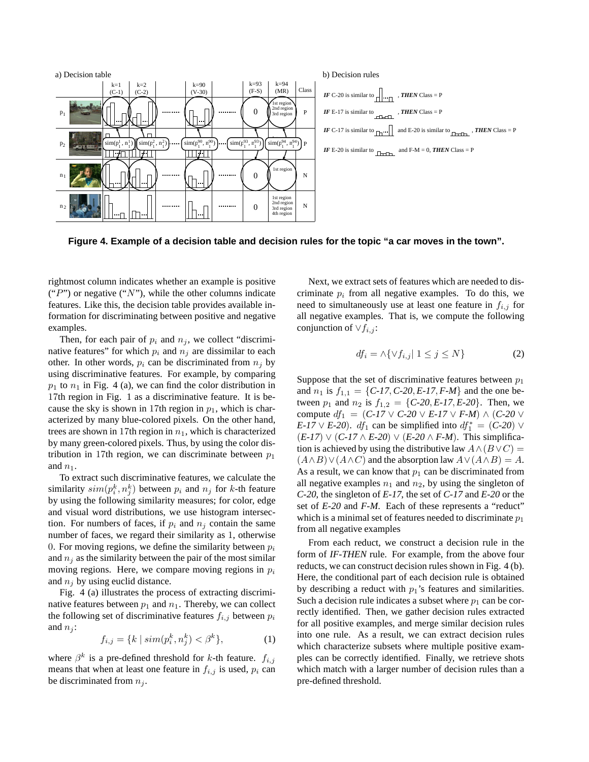**Figure 4. Example of a decision table and decision rules for the topic "a car moves in the town".**

rightmost column indicates whether an example is positive ("$P$") or negative ("$N$"), while the other columns indicate features. Like this, the decision table provides available information for discriminating between positive and negative examples.

Then, for each pair of $p_i$ and $n_j$, we collect "discriminative features" for which $p_i$ and $n_j$ are dissimilar to each other. In other words, $p_i$ can be discriminated from $n_j$ by using discriminative features. For example, by comparing $p_1$ to $n_1$ in Fig. 4 (a), we can find the color distribution in 17th region in Fig. 1 as a discriminative feature. It is because the sky is shown in 17th region in $p_1$, which is characterized by many blue-colored pixels. On the other hand, trees are shown in 17th region in $n_1$, which is characterized by many green-colored pixels. Thus, by using the color distribution in 17th region, we can discriminate between $p_1$ and $n_1$.

To extract such discriminative features, we calculate the similarity $sim(p_i^k, n_j^k)$ between $p_i$ and $n_j$ for $k$-th feature by using the following similarity measures; for color, edge and visual word distributions, we use histogram intersection. For numbers of faces, if $p_i$ and $n_j$ contain the same number of faces, we regard their similarity as 1, otherwise 0. For moving regions, we define the similarity between $p_i$ and $n_j$ as the similarity between the pair of the most similar moving regions. Here, we compare moving regions in $p_i$ and $n_j$ by using euclid distance.

Fig. 4 (a) illustrates the process of extracting discriminative features between $p_1$ and $n_1$. Thereby, we can collect the following set of discriminative features $f_{i,j}$ between $p_i$ and $n_j$:

$$f_{i,j} = \{k \mid sim(p_i^k, n_j^k) < \beta^k\}, \tag{1}$$

where $\beta^k$ is a pre-defined threshold for $k$-th feature. $f_{i,j}$ means that when at least one feature in $f_{i,j}$ is used, $p_i$ can be discriminated from $n_j$.

Next, we extract sets of features which are needed to discriminate $p_i$ from all negative examples. To do this, we need to simultaneously use at least one feature in $f_{i,j}$ for all negative examples. That is, we compute the following conjunction of $\vee f_{i,j}$:

$$df_i = \wedge\{\vee f_{i,j} \mid 1 \leq j \leq N\} \tag{2}$$

Suppose that the set of discriminative features between $p_1$ and $n_1$ is $f_{1,1} = \{$*C-17*, *C-20*, *E-17*, *F-M*$\}$ and the one between $p_1$ and $n_2$ is $f_{1,2} = \{$*C-20*, *E-17*, *E-20*$\}$. Then, we compute $df_1 =$ (*C-17* $\vee$ *C-20* $\vee$ *E-17* $\vee$ *F-M*) $\wedge$ (*C-20* $\vee$ *E-17* $\vee$ *E-20*). $df_1$ can be simplified into $df_1^* =$ (*C-20*) $\vee$ (*E-17*) $\vee$ (*C-17* $\wedge$ *E-20*) $\vee$ (*E-20* $\wedge$ *F-M*). This simplification is achieved by using the distributive law $A \wedge (B \vee C) = (A \wedge B) \vee (A \wedge C)$ and the absorption law $A \vee (A \wedge B) = A$. As a result, we can know that $p_1$ can be discriminated from all negative examples $n_1$ and $n_2$, by using the singleton of *C-20*, the singleton of *E-17*, the set of *C-17* and *E-20* or the set of *E-20* and *F-M*. Each of these represents a "reduct" which is a minimal set of features needed to discriminate $p_1$ from all negative examples

From each reduct, we construct a decision rule in the form of *IF-THEN* rule. For example, from the above four reducts, we can construct decision rules shown in Fig. 4 (b). Here, the conditional part of each decision rule is obtained by describing a reduct with $p_1$'s features and similarities. Such a decision rule indicates a subset where $p_1$ can be correctly identified. Then, we gather decision rules extracted for all positive examples, and merge similar decision rules into one rule. As a result, we can extract decision rules which characterize subsets where multiple positive examples can be correctly identified. Finally, we retrieve shots which match with a larger number of decision rules than a pre-defined threshold.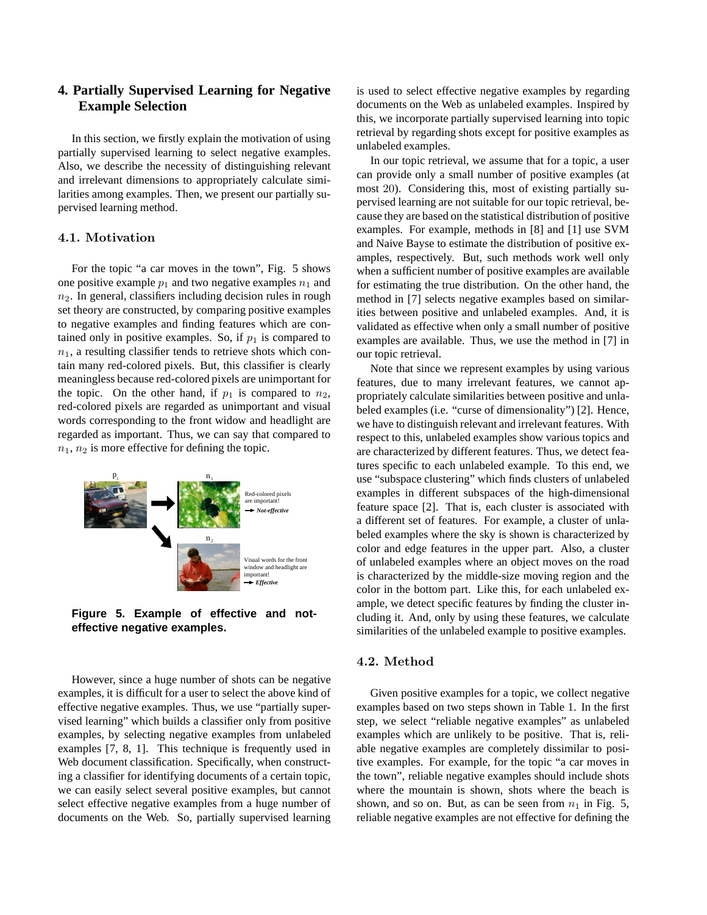## 4. Partially Supervised Learning for Negative Example Selection

In this section, we firstly explain the motivation of using partially supervised learning to select negative examples. Also, we describe the necessity of distinguishing relevant and irrelevant dimensions to appropriately calculate similarities among examples. Then, we present our partially supervised learning method.

### 4.1. Motivation

For the topic "a car moves in the town", Fig. 5 shows one positive example $p_1$ and two negative examples $n_1$ and $n_2$. In general, classifiers including decision rules in rough set theory are constructed, by comparing positive examples to negative examples and finding features which are contained only in positive examples. So, if $p_1$ is compared to $n_1$, a resulting classifier tends to retrieve shots which contain many red-colored pixels. But, this classifier is clearly meaningless because red-colored pixels are unimportant for the topic. On the other hand, if $p_1$ is compared to $n_2$, red-colored pixels are regarded as unimportant and visual words corresponding to the front widow and headlight are regarded as important. Thus, we can say that compared to $n_1$, $n_2$ is more effective for defining the topic.

**Figure 5. Example of effective and not-effective negative examples.**

However, since a huge number of shots can be negative examples, it is difficult for a user to select the above kind of effective negative examples. Thus, we use "partially supervised learning" which builds a classifier only from positive examples, by selecting negative examples from unlabeled examples [7, 8, 1]. This technique is frequently used in Web document classification. Specifically, when constructing a classifier for identifying documents of a certain topic, we can easily select several positive examples, but cannot select effective negative examples from a huge number of documents on the Web. So, partially supervised learning is used to select effective negative examples by regarding documents on the Web as unlabeled examples. Inspired by this, we incorporate partially supervised learning into topic retrieval by regarding shots except for positive examples as unlabeled examples.

In our topic retrieval, we assume that for a topic, a user can provide only a small number of positive examples (at most 20). Considering this, most of existing partially supervised learning are not suitable for our topic retrieval, because they are based on the statistical distribution of positive examples. For example, methods in [8] and [1] use SVM and Naive Bayse to estimate the distribution of positive examples, respectively. But, such methods work well only when a sufficient number of positive examples are available for estimating the true distribution. On the other hand, the method in [7] selects negative examples based on similarities between positive and unlabeled examples. And, it is validated as effective when only a small number of positive examples are available. Thus, we use the method in [7] in our topic retrieval.

Note that since we represent examples by using various features, due to many irrelevant features, we cannot appropriately calculate similarities between positive and unlabeled examples (i.e. "curse of dimensionality") [2]. Hence, we have to distinguish relevant and irrelevant features. With respect to this, unlabeled examples show various topics and are characterized by different features. Thus, we detect features specific to each unlabeled example. To this end, we use "subspace clustering" which finds clusters of unlabeled examples in different subspaces of the high-dimensional feature space [2]. That is, each cluster is associated with a different set of features. For example, a cluster of unlabeled examples where the sky is shown is characterized by color and edge features in the upper part. Also, a cluster of unlabeled examples where an object moves on the road is characterized by the middle-size moving region and the color in the bottom part. Like this, for each unlabeled example, we detect specific features by finding the cluster including it. And, only by using these features, we calculate similarities of the unlabeled example to positive examples.

### 4.2. Method

Given positive examples for a topic, we collect negative examples based on two steps shown in Table 1. In the first step, we select "reliable negative examples" as unlabeled examples which are unlikely to be positive. That is, reliable negative examples are completely dissimilar to positive examples. For example, for the topic "a car moves in the town", reliable negative examples should include shots where the mountain is shown, shots where the beach is shown, and so on. But, as can be seen from $n_1$ in Fig. 5, reliable negative examples are not effective for defining the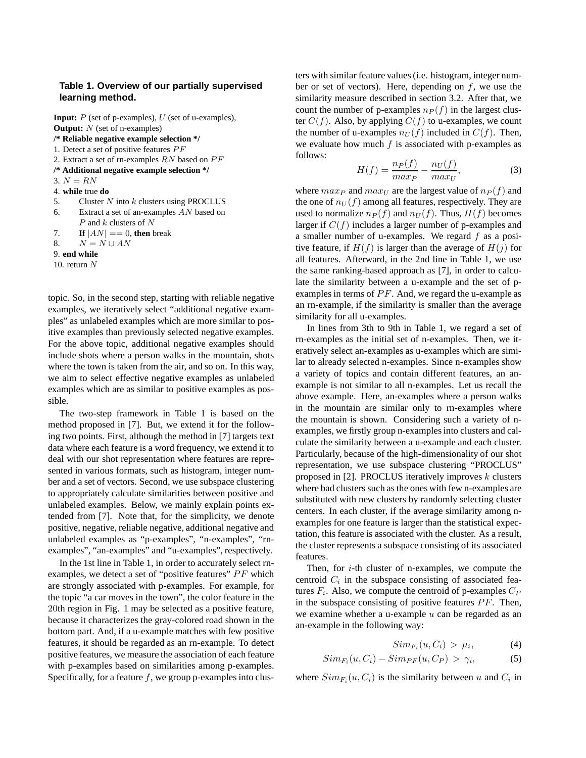**Table 1. Overview of our partially supervised learning method.**

**Input:** $P$ (set of p-examples), $U$ (set of u-examples),
**Output:** $N$ (set of n-examples)
**/* Reliable negative example selection */**
1. Detect a set of positive features $PF$
2. Extract a set of rn-examples $RN$ based on $PF$
**/* Additional negative example selection */**
3. $N = RN$
4. **while** true **do**
5. Cluster $N$ into $k$ clusters using PROCLUS
6. Extract a set of an-examples $AN$ based on $P$ and $k$ clusters of $N$
7. **If** $|AN| == 0$, **then** break
8. $N = N \cup AN$
9. **end while**
10. return $N$

topic. So, in the second step, starting with reliable negative examples, we iteratively select "additional negative examples" as unlabeled examples which are more similar to positive examples than previously selected negative examples. For the above topic, additional negative examples should include shots where a person walks in the mountain, shots where the town is taken from the air, and so on. In this way, we aim to select effective negative examples as unlabeled examples which are as similar to positive examples as possible.

The two-step framework in Table 1 is based on the method proposed in [7]. But, we extend it for the following two points. First, although the method in [7] targets text data where each feature is a word frequency, we extend it to deal with our shot representation where features are represented in various formats, such as histogram, integer number and a set of vectors. Second, we use subspace clustering to appropriately calculate similarities between positive and unlabeled examples. Below, we mainly explain points extended from [7]. Note that, for the simplicity, we denote positive, negative, reliable negative, additional negative and unlabeled examples as "p-examples", "n-examples", "rn-examples", "an-examples" and "u-examples", respectively.

In the 1st line in Table 1, in order to accurately select rn-examples, we detect a set of "positive features" $PF$ which are strongly associated with p-examples. For example, for the topic "a car moves in the town", the color feature in the 20th region in Fig. 1 may be selected as a positive feature, because it characterizes the gray-colored road shown in the bottom part. And, if a u-example matches with few positive features, it should be regarded as an rn-example. To detect positive features, we measure the association of each feature with p-examples based on similarities among p-examples. Specifically, for a feature $f$, we group p-examples into clusters with similar feature values (i.e. histogram, integer number or set of vectors). Here, depending on $f$, we use the similarity measure described in section 3.2. After that, we count the number of p-examples $n_P(f)$ in the largest cluster $C(f)$. Also, by applying $C(f)$ to u-examples, we count the number of u-examples $n_U(f)$ included in $C(f)$. Then, we evaluate how much $f$ is associated with p-examples as follows:

$$H(f) = \frac{n_P(f)}{max_P} - \frac{n_U(f)}{max_U}, \tag{3}$$

where $max_P$ and $max_U$ are the largest value of $n_P(f)$ and the one of $n_U(f)$ among all features, respectively. They are used to normalize $n_P(f)$ and $n_U(f)$. Thus, $H(f)$ becomes larger if $C(f)$ includes a larger number of p-examples and a smaller number of u-examples. We regard $f$ as a positive feature, if $H(f)$ is larger than the average of $H(j)$ for all features. Afterward, in the 2nd line in Table 1, we use the same ranking-based approach as [7], in order to calculate the similarity between a u-example and the set of p-examples in terms of $PF$. And, we regard the u-example as an rn-example, if the similarity is smaller than the average similarity for all u-examples.

In lines from 3th to 9th in Table 1, we regard a set of rn-examples as the initial set of n-examples. Then, we iteratively select an-examples as u-examples which are similar to already selected n-examples. Since n-examples show a variety of topics and contain different features, an an-example is not similar to all n-examples. Let us recall the above example. Here, an-examples where a person walks in the mountain are similar only to rn-examples where the mountain is shown. Considering such a variety of n-examples, we firstly group n-examples into clusters and calculate the similarity between a u-example and each cluster. Particularly, because of the high-dimensionality of our shot representation, we use subspace clustering "PROCLUS" proposed in [2]. PROCLUS iteratively improves $k$ clusters where bad clusters such as the ones with few n-examples are substituted with new clusters by randomly selecting cluster centers. In each cluster, if the average similarity among n-examples for one feature is larger than the statistical expectation, this feature is associated with the cluster. As a result, the cluster represents a subspace consisting of its associated features.

Then, for $i$-th cluster of n-examples, we compute the centroid $C_i$ in the subspace consisting of associated features $F_i$. Also, we compute the centroid of p-examples $C_P$ in the subspace consisting of positive features $PF$. Then, we examine whether a u-example $u$ can be regarded as an an-example in the following way:

$$Sim_{F_i}(u, C_i) \; > \; \mu_i, \tag{4}$$

$$Sim_{F_i}(u, C_i) - Sim_{PF}(u, C_P) \; > \; \gamma_i, \tag{5}$$

where $Sim_{F_i}(u, C_i)$ is the similarity between $u$ and $C_i$ in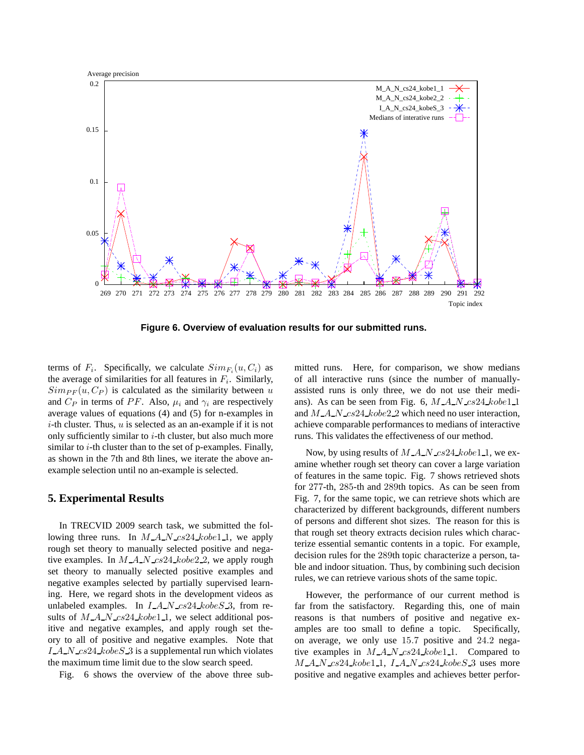Figure 6. Overview of evaluation results for our submitted runs.

terms of $F_i$. Specifically, we calculate $Sim_{F_i}(u, C_i)$ as the average of similarities for all features in $F_i$. Similarly, $Sim_{PF}(u, C_P)$ is calculated as the similarity between $u$ and $C_P$ in terms of $PF$. Also, $\mu_i$ and $\gamma_i$ are respectively average values of equations (4) and (5) for n-examples in $i$-th cluster. Thus, $u$ is selected as an an-example if it is not only sufficiently similar to $i$-th cluster, but also much more similar to $i$-th cluster than to the set of p-examples. Finally, as shown in the 7th and 8th lines, we iterate the above an-example selection until no an-example is selected.

## 5. Experimental Results

In TRECVID 2009 search task, we submitted the following three runs. In $M\_A\_N\_cs24\_kobe1\_1$, we apply rough set theory to manually selected positive and negative examples. In $M\_A\_N\_cs24\_kobe2\_2$, we apply rough set theory to manually selected positive examples and negative examples selected by partially supervised learning. Here, we regard shots in the development videos as unlabeled examples. In $I\_A\_N\_cs24\_kobeS\_3$, from results of $M\_A\_N\_cs24\_kobe1\_1$, we select additional positive and negative examples, and apply rough set theory to all of positive and negative examples. Note that $I\_A\_N\_cs24\_kobeS\_3$ is a supplemental run which violates the maximum time limit due to the slow search speed.

Fig. 6 shows the overview of the above three submitted runs. Here, for comparison, we show medians of all interactive runs (since the number of manually-assisted runs is only three, we do not use their medians). As can be seen from Fig. 6, $M\_A\_N\_cs24\_kobe1\_1$ and $M\_A\_N\_cs24\_kobe2\_2$ which need no user interaction, achieve comparable performances to medians of interactive runs. This validates the effectiveness of our method.

Now, by using results of $M\_A\_N\_cs24\_kobe1\_1$, we examine whether rough set theory can cover a large variation of features in the same topic. Fig. 7 shows retrieved shots for 277-th, 285-th and 289th topics. As can be seen from Fig. 7, for the same topic, we can retrieve shots which are characterized by different backgrounds, different numbers of persons and different shot sizes. The reason for this is that rough set theory extracts decision rules which characterize essential semantic contents in a topic. For example, decision rules for the 289th topic characterize a person, table and indoor situation. Thus, by combining such decision rules, we can retrieve various shots of the same topic.

However, the performance of our current method is far from the satisfactory. Regarding this, one of main reasons is that numbers of positive and negative examples are too small to define a topic. Specifically, on average, we only use 15.7 positive and 24.2 negative examples in $M\_A\_N\_cs24\_kobe1\_1$. Compared to $M\_A\_N\_cs24\_kobe1\_1$, $I\_A\_N\_cs24\_kobeS\_3$ uses more positive and negative examples and achieves better perfor-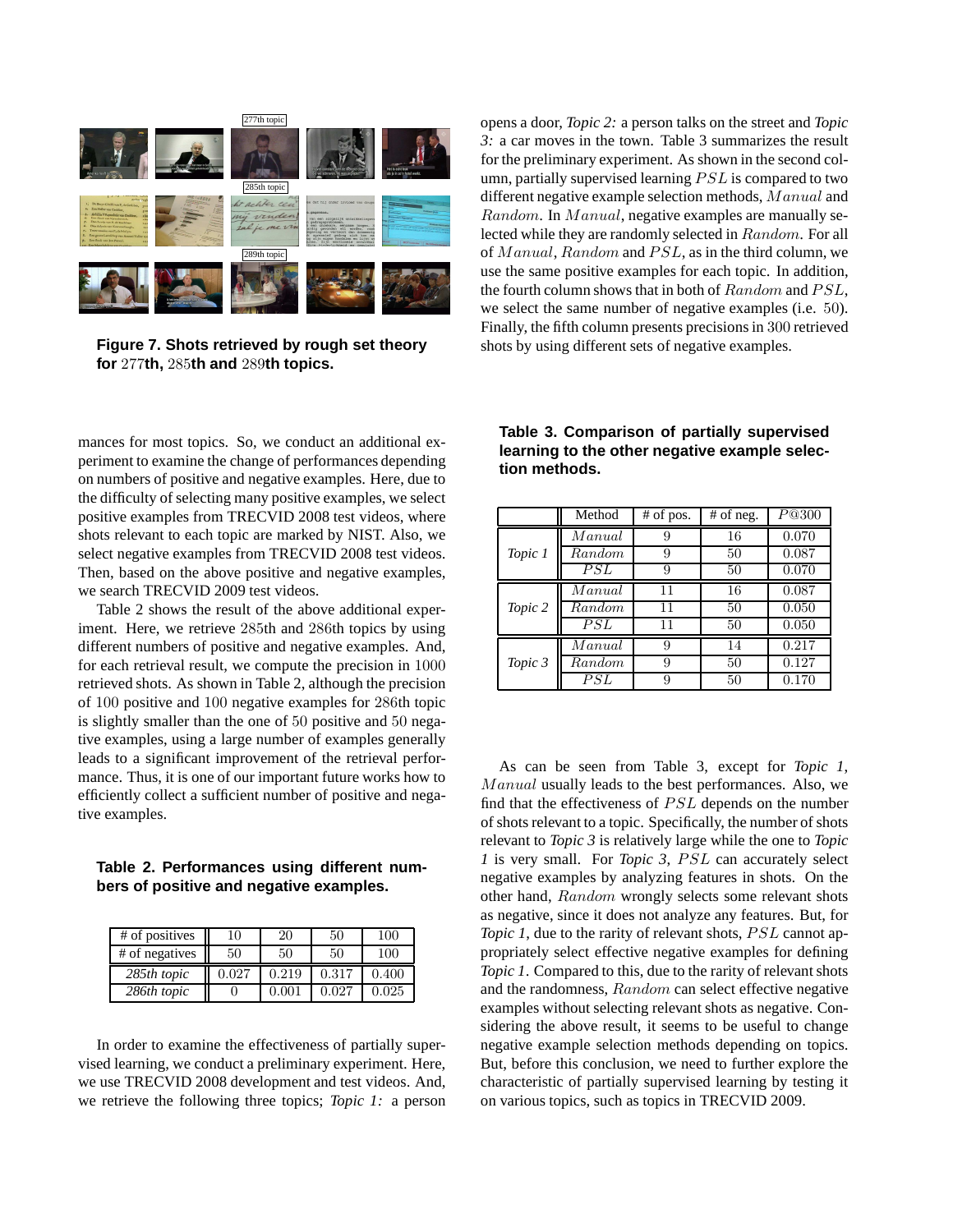**Figure 7. Shots retrieved by rough set theory for 277th, 285th and 289th topics.**

mances for most topics. So, we conduct an additional experiment to examine the change of performances depending on numbers of positive and negative examples. Here, due to the difficulty of selecting many positive examples, we select positive examples from TRECVID 2008 test videos, where shots relevant to each topic are marked by NIST. Also, we select negative examples from TRECVID 2008 test videos. Then, based on the above positive and negative examples, we search TRECVID 2009 test videos.

Table 2 shows the result of the above additional experiment. Here, we retrieve 285th and 286th topics by using different numbers of positive and negative examples. And, for each retrieval result, we compute the precision in 1000 retrieved shots. As shown in Table 2, although the precision of 100 positive and 100 negative examples for 286th topic is slightly smaller than the one of 50 positive and 50 negative examples, using a large number of examples generally leads to a significant improvement of the retrieval performance. Thus, it is one of our important future works how to efficiently collect a sufficient number of positive and negative examples.

**Table 2. Performances using different numbers of positive and negative examples.**

| # of positives | 10 | 20 | 50 | 100 |
|---|---|---|---|---|
| # of negatives | 50 | 50 | 50 | 100 |
| *285th topic* | 0.027 | 0.219 | 0.317 | 0.400 |
| *286th topic* | 0 | 0.001 | 0.027 | 0.025 |

In order to examine the effectiveness of partially supervised learning, we conduct a preliminary experiment. Here, we use TRECVID 2008 development and test videos. And, we retrieve the following three topics; *Topic 1:* a person opens a door, *Topic 2:* a person talks on the street and *Topic 3:* a car moves in the town. Table 3 summarizes the result for the preliminary experiment. As shown in the second column, partially supervised learning $PSL$ is compared to two different negative example selection methods, $Manual$ and $Random$. In $Manual$, negative examples are manually selected while they are randomly selected in $Random$. For all of $Manual$, $Random$ and $PSL$, as in the third column, we use the same positive examples for each topic. In addition, the fourth column shows that in both of $Random$ and $PSL$, we select the same number of negative examples (i.e. 50). Finally, the fifth column presents precisions in 300 retrieved shots by using different sets of negative examples.

**Table 3. Comparison of partially supervised learning to the other negative example selection methods.**

| | Method | # of pos. | # of neg. | $P@300$ |
|---|---|---|---|---|
| *Topic 1* | $Manual$ | 9 | 16 | 0.070 |
| | $Random$ | 9 | 50 | 0.087 |
| | $PSL$ | 9 | 50 | 0.070 |
| *Topic 2* | $Manual$ | 11 | 16 | 0.087 |
| | $Random$ | 11 | 50 | 0.050 |
| | $PSL$ | 11 | 50 | 0.050 |
| *Topic 3* | $Manual$ | 9 | 14 | 0.217 |
| | $Random$ | 9 | 50 | 0.127 |
| | $PSL$ | 9 | 50 | 0.170 |

As can be seen from Table 3, except for *Topic 1*, $Manual$ usually leads to the best performances. Also, we find that the effectiveness of $PSL$ depends on the number of shots relevant to a topic. Specifically, the number of shots relevant to *Topic 3* is relatively large while the one to *Topic 1* is very small. For *Topic 3*, $PSL$ can accurately select negative examples by analyzing features in shots. On the other hand, $Random$ wrongly selects some relevant shots as negative, since it does not analyze any features. But, for *Topic 1*, due to the rarity of relevant shots, $PSL$ cannot appropriately select effective negative examples for defining *Topic 1*. Compared to this, due to the rarity of relevant shots and the randomness, $Random$ can select effective negative examples without selecting relevant shots as negative. Considering the above result, it seems to be useful to change negative example selection methods depending on topics. But, before this conclusion, we need to further explore the characteristic of partially supervised learning by testing it on various topics, such as topics in TRECVID 2009.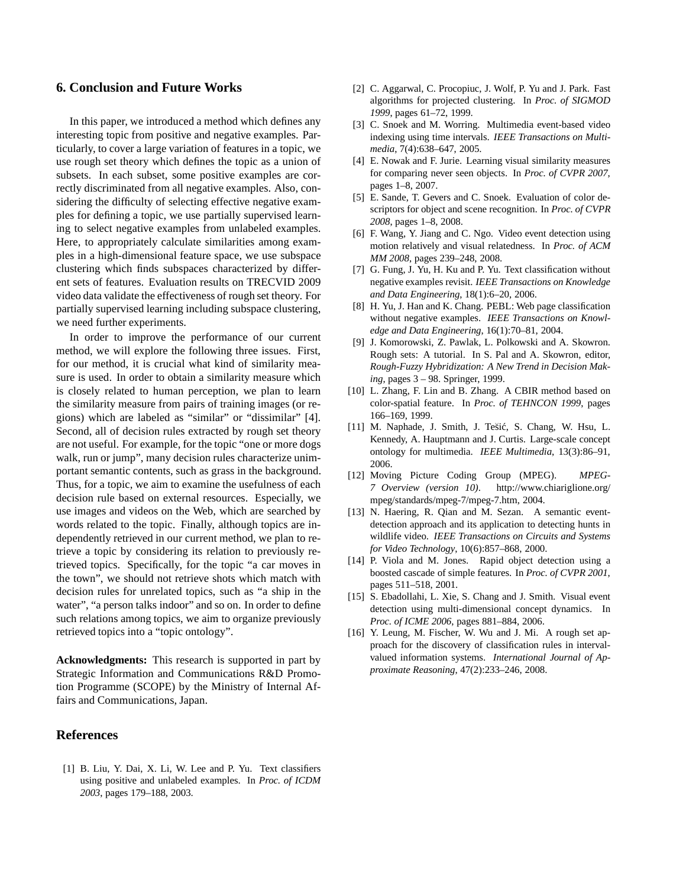## 6. Conclusion and Future Works

In this paper, we introduced a method which defines any interesting topic from positive and negative examples. Particularly, to cover a large variation of features in a topic, we use rough set theory which defines the topic as a union of subsets. In each subset, some positive examples are correctly discriminated from all negative examples. Also, considering the difficulty of selecting effective negative examples for defining a topic, we use partially supervised learning to select negative examples from unlabeled examples. Here, to appropriately calculate similarities among examples in a high-dimensional feature space, we use subspace clustering which finds subspaces characterized by different sets of features. Evaluation results on TRECVID 2009 video data validate the effectiveness of rough set theory. For partially supervised learning including subspace clustering, we need further experiments.

In order to improve the performance of our current method, we will explore the following three issues. First, for our method, it is crucial what kind of similarity measure is used. In order to obtain a similarity measure which is closely related to human perception, we plan to learn the similarity measure from pairs of training images (or regions) which are labeled as "similar" or "dissimilar" [4]. Second, all of decision rules extracted by rough set theory are not useful. For example, for the topic "one or more dogs walk, run or jump", many decision rules characterize unimportant semantic contents, such as grass in the background. Thus, for a topic, we aim to examine the usefulness of each decision rule based on external resources. Especially, we use images and videos on the Web, which are searched by words related to the topic. Finally, although topics are independently retrieved in our current method, we plan to retrieve a topic by considering its relation to previously retrieved topics. Specifically, for the topic "a car moves in the town", we should not retrieve shots which match with decision rules for unrelated topics, such as "a ship in the water", "a person talks indoor" and so on. In order to define such relations among topics, we aim to organize previously retrieved topics into a "topic ontology".

**Acknowledgments:** This research is supported in part by Strategic Information and Communications R&D Promotion Programme (SCOPE) by the Ministry of Internal Affairs and Communications, Japan.

## References

[1] B. Liu, Y. Dai, X. Li, W. Lee and P. Yu. Text classifiers using positive and unlabeled examples. In *Proc. of ICDM 2003*, pages 179–188, 2003.

[2] C. Aggarwal, C. Procopiuc, J. Wolf, P. Yu and J. Park. Fast algorithms for projected clustering. In *Proc. of SIGMOD 1999*, pages 61–72, 1999.

[3] C. Snoek and M. Worring. Multimedia event-based video indexing using time intervals. *IEEE Transactions on Multimedia*, 7(4):638–647, 2005.

[4] E. Nowak and F. Jurie. Learning visual similarity measures for comparing never seen objects. In *Proc. of CVPR 2007*, pages 1–8, 2007.

[5] E. Sande, T. Gevers and C. Snoek. Evaluation of color descriptors for object and scene recognition. In *Proc. of CVPR 2008*, pages 1–8, 2008.

[6] F. Wang, Y. Jiang and C. Ngo. Video event detection using motion relatively and visual relatedness. In *Proc. of ACM MM 2008*, pages 239–248, 2008.

[7] G. Fung, J. Yu, H. Ku and P. Yu. Text classification without negative examples revisit. *IEEE Transactions on Knowledge and Data Engineering*, 18(1):6–20, 2006.

[8] H. Yu, J. Han and K. Chang. PEBL: Web page classification without negative examples. *IEEE Transactions on Knowledge and Data Engineering*, 16(1):70–81, 2004.

[9] J. Komorowski, Z. Pawlak, L. Polkowski and A. Skowron. Rough sets: A tutorial. In S. Pal and A. Skowron, editor, *Rough-Fuzzy Hybridization: A New Trend in Decision Making*, pages 3 – 98. Springer, 1999.

[10] L. Zhang, F. Lin and B. Zhang. A CBIR method based on color-spatial feature. In *Proc. of TEHNCON 1999*, pages 166–169, 1999.

[11] M. Naphade, J. Smith, J. Tešić, S. Chang, W. Hsu, L. Kennedy, A. Hauptmann and J. Curtis. Large-scale concept ontology for multimedia. *IEEE Multimedia*, 13(3):86–91, 2006.

[12] Moving Picture Coding Group (MPEG). *MPEG-7 Overview (version 10)*. http://www.chiariglione.org/mpeg/standards/mpeg-7/mpeg-7.htm, 2004.

[13] N. Haering, R. Qian and M. Sezan. A semantic event-detection approach and its application to detecting hunts in wildlife video. *IEEE Transactions on Circuits and Systems for Video Technology*, 10(6):857–868, 2000.

[14] P. Viola and M. Jones. Rapid object detection using a boosted cascade of simple features. In *Proc. of CVPR 2001*, pages 511–518, 2001.

[15] S. Ebadollahi, L. Xie, S. Chang and J. Smith. Visual event detection using multi-dimensional concept dynamics. In *Proc. of ICME 2006*, pages 881–884, 2006.

[16] Y. Leung, M. Fischer, W. Wu and J. Mi. A rough set approach for the discovery of classification rules in interval-valued information systems. *International Journal of Approximate Reasoning*, 47(2):233–246, 2008.